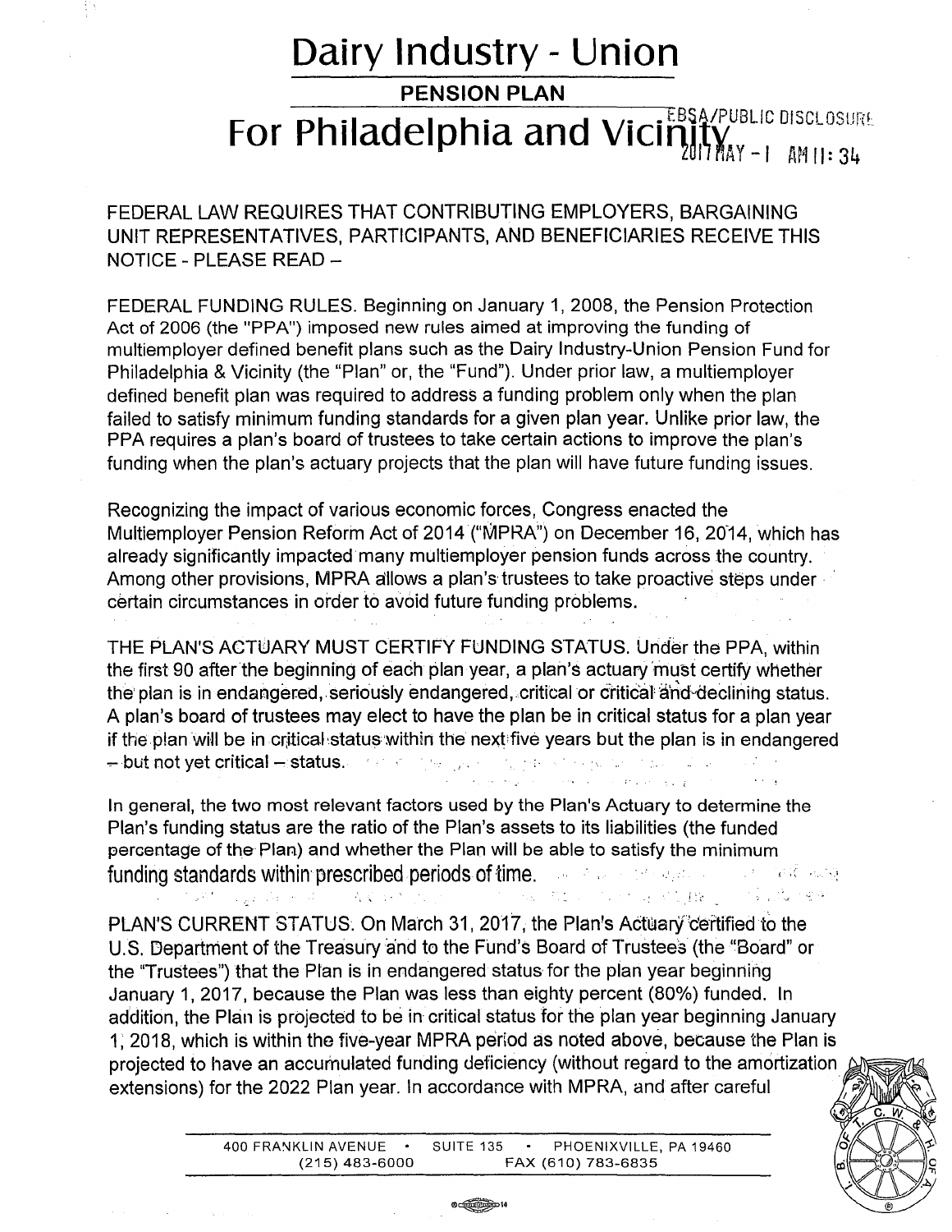# Dairy Industry - Union

## PENSION PLAN

# For Philadelphia and Vicinity

EBSA/PUBLIC DISCLOSURE 2017 MAY -1 AM 11:34

FEDERAL LAW REQUIRES THAT CONTRIBUTING EMPLOYERS, BARGAINING UNIT REPRESENTATIVES, PARTICIPANTS, AND BENEFICIARIES RECEIVE THIS NOTICE - PLEASE READ –

FEDERAL FUNDING RULES. Beginning on January 1, 2008, the Pension Protection Act of 2006 (the "PPA") imposed new rules aimed at improving the funding of multiemployer defined benefit plans such as the Dairy Industry-Union Pension Fund for Philadelphia & Vicinity (the "Plan" or, the "Fund"). Under prior law, a multiemployer defined benefit plan was required to address a funding problem only when the plan failed to satisfy minimum funding standards for a given plan year. Unlike prior law, the PPA requires a plan's board of trustees to take certain actions to improve the plan's funding when the plan's actuary projects that the plan will have future funding issues.

Recognizing the impact of various economic forces, Congress enacted the Multiemployer Pension Reform Act of 2014 ("MPRA") on December 16, 2014, which has already significantly impacted many multiemployer pension funds across the country. Among other provisions, MPRA allows a plan's trustees to take proactive steps under certain circumstances in order to avoid future funding problems.

THE PLAN'S ACTUARY MUST CERTIFY FUNDING STATUS. Under the PPA, within the first 90 after the beginning of each plan year, a plan's actuary must certify whether the plan is in endangered, seriously endangered, critical or critical and declining status. A plan's board of trustees may elect to have the plan be in critical status for a plan year if the plan will be in critical status within the next five years but the plan is in endangered – but not yet critical – status.

In general, the two most relevant factors used by the Plan's Actuary to determine the Plan's funding status are the ratio of the Plan's assets to its liabilities (the funded percentage of the Plan) and whether the Plan will be able to satisfy the minimum funding standards within prescribed periods of time.

PLAN'S CURRENT STATUS. On March 31, 2017, the Plan's Actuary certified to the U.S. Department of the Treasury and to the Fund's Board of Trustees (the "Board" or the "Trustees") that the Plan is in endangered status for the plan year beginning January 1, 2017, because the Plan was less than eighty percent (80%) funded. In addition, the Plan is projected to be in critical status for the plan year beginning January 1, 2018, which is within the five-year MPRA period as noted above, because the Plan is projected to have an accumulated funding deficiency (without regard to the amortization extensions) for the 2022 Plan year. In accordance with MPRA, and after careful

400 FRANKLIN AVENUE • SUITE 135 • PHOENIXVILLE, PA 19460
(215) 483-6000 FAX (610) 783-6835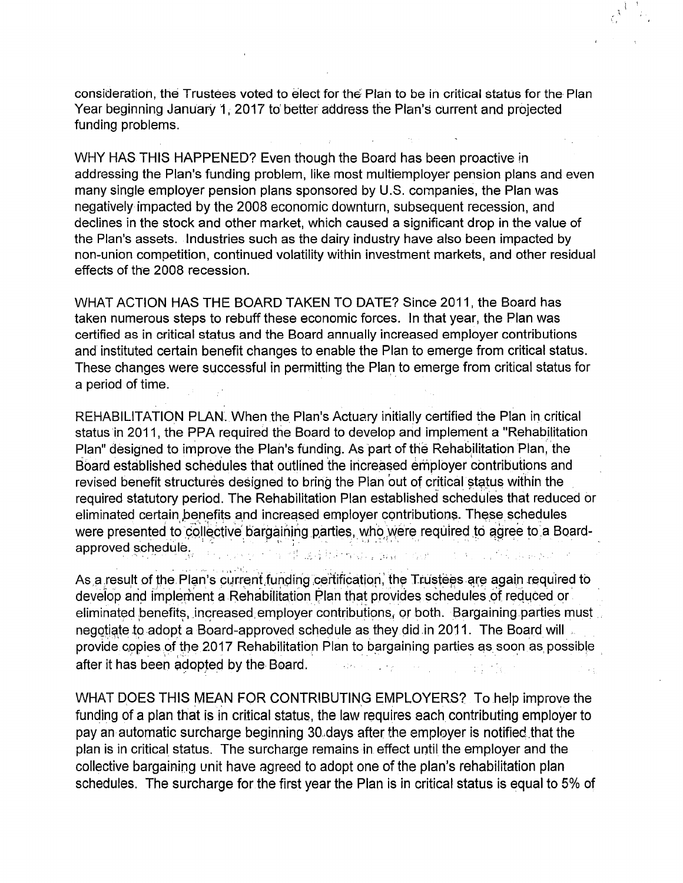consideration, the Trustees voted to elect for the Plan to be in critical status for the Plan Year beginning January 1, 2017 to better address the Plan's current and projected funding problems.

WHY HAS THIS HAPPENED? Even though the Board has been proactive in addressing the Plan's funding problem, like most multiemployer pension plans and even many single employer pension plans sponsored by U.S. companies, the Plan was negatively impacted by the 2008 economic downturn, subsequent recession, and declines in the stock and other market, which caused a significant drop in the value of the Plan's assets. Industries such as the dairy industry have also been impacted by non-union competition, continued volatility within investment markets, and other residual effects of the 2008 recession.

WHAT ACTION HAS THE BOARD TAKEN TO DATE? Since 2011, the Board has taken numerous steps to rebuff these economic forces. In that year, the Plan was certified as in critical status and the Board annually increased employer contributions and instituted certain benefit changes to enable the Plan to emerge from critical status. These changes were successful in permitting the Plan to emerge from critical status for a period of time.

REHABILITATION PLAN. When the Plan's Actuary initially certified the Plan in critical status in 2011, the PPA required the Board to develop and implement a "Rehabilitation Plan" designed to improve the Plan's funding. As part of the Rehabilitation Plan, the Board established schedules that outlined the increased employer contributions and revised benefit structures designed to bring the Plan out of critical status within the required statutory period. The Rehabilitation Plan established schedules that reduced or eliminated certain benefits and increased employer contributions. These schedules were presented to collective bargaining parties, who were required to agree to a Board-approved schedule.

As a result of the Plan's current funding certification, the Trustees are again required to develop and implement a Rehabilitation Plan that provides schedules of reduced or eliminated benefits, increased employer contributions, or both. Bargaining parties must negotiate to adopt a Board-approved schedule as they did in 2011. The Board will provide copies of the 2017 Rehabilitation Plan to bargaining parties as soon as possible after it has been adopted by the Board.

WHAT DOES THIS MEAN FOR CONTRIBUTING EMPLOYERS? To help improve the funding of a plan that is in critical status, the law requires each contributing employer to pay an automatic surcharge beginning 30 days after the employer is notified that the plan is in critical status. The surcharge remains in effect until the employer and the collective bargaining unit have agreed to adopt one of the plan's rehabilitation plan schedules. The surcharge for the first year the Plan is in critical status is equal to 5% of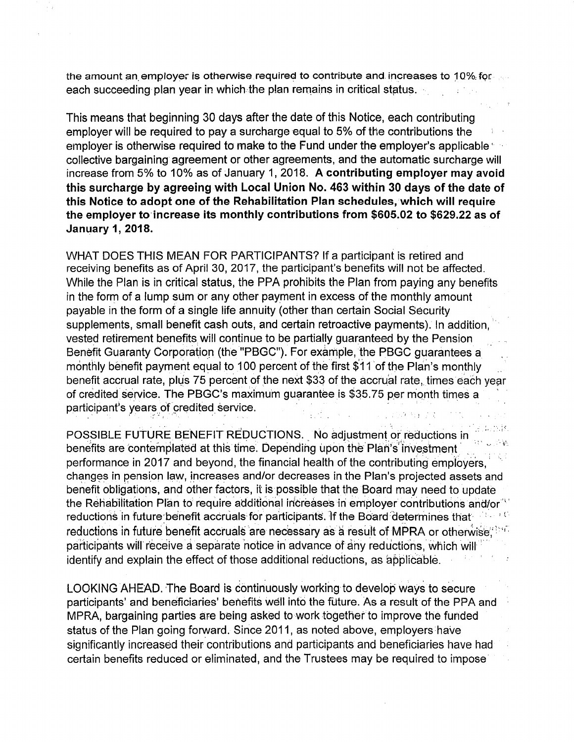the amount an employer is otherwise required to contribute and increases to 10% for each succeeding plan year in which the plan remains in critical status.

This means that beginning 30 days after the date of this Notice, each contributing employer will be required to pay a surcharge equal to 5% of the contributions the employer is otherwise required to make to the Fund under the employer's applicable collective bargaining agreement or other agreements, and the automatic surcharge will increase from 5% to 10% as of January 1, 2018. **A contributing employer may avoid this surcharge by agreeing with Local Union No. 463 within 30 days of the date of this Notice to adopt one of the Rehabilitation Plan schedules, which will require the employer to increase its monthly contributions from $605.02 to $629.22 as of January 1, 2018.**

WHAT DOES THIS MEAN FOR PARTICIPANTS? If a participant is retired and receiving benefits as of April 30, 2017, the participant's benefits will not be affected. While the Plan is in critical status, the PPA prohibits the Plan from paying any benefits in the form of a lump sum or any other payment in excess of the monthly amount payable in the form of a single life annuity (other than certain Social Security supplements, small benefit cash outs, and certain retroactive payments). In addition, vested retirement benefits will continue to be partially guaranteed by the Pension Benefit Guaranty Corporation (the "PBGC"). For example, the PBGC guarantees a monthly benefit payment equal to 100 percent of the first $11 of the Plan's monthly benefit accrual rate, plus 75 percent of the next $33 of the accrual rate, times each year of credited service. The PBGC's maximum guarantee is $35.75 per month times a participant's years of credited service.

POSSIBLE FUTURE BENEFIT REDUCTIONS. No adjustment or reductions in benefits are contemplated at this time. Depending upon the Plan's investment performance in 2017 and beyond, the financial health of the contributing employers, changes in pension law, increases and/or decreases in the Plan's projected assets and benefit obligations, and other factors, it is possible that the Board may need to update the Rehabilitation Plan to require additional increases in employer contributions and/or reductions in future benefit accruals for participants. If the Board determines that reductions in future benefit accruals are necessary as a result of MPRA or otherwise, participants will receive a separate notice in advance of any reductions, which will identify and explain the effect of those additional reductions, as applicable.

LOOKING AHEAD. The Board is continuously working to develop ways to secure participants' and beneficiaries' benefits well into the future. As a result of the PPA and MPRA, bargaining parties are being asked to work together to improve the funded status of the Plan going forward. Since 2011, as noted above, employers have significantly increased their contributions and participants and beneficiaries have had certain benefits reduced or eliminated, and the Trustees may be required to impose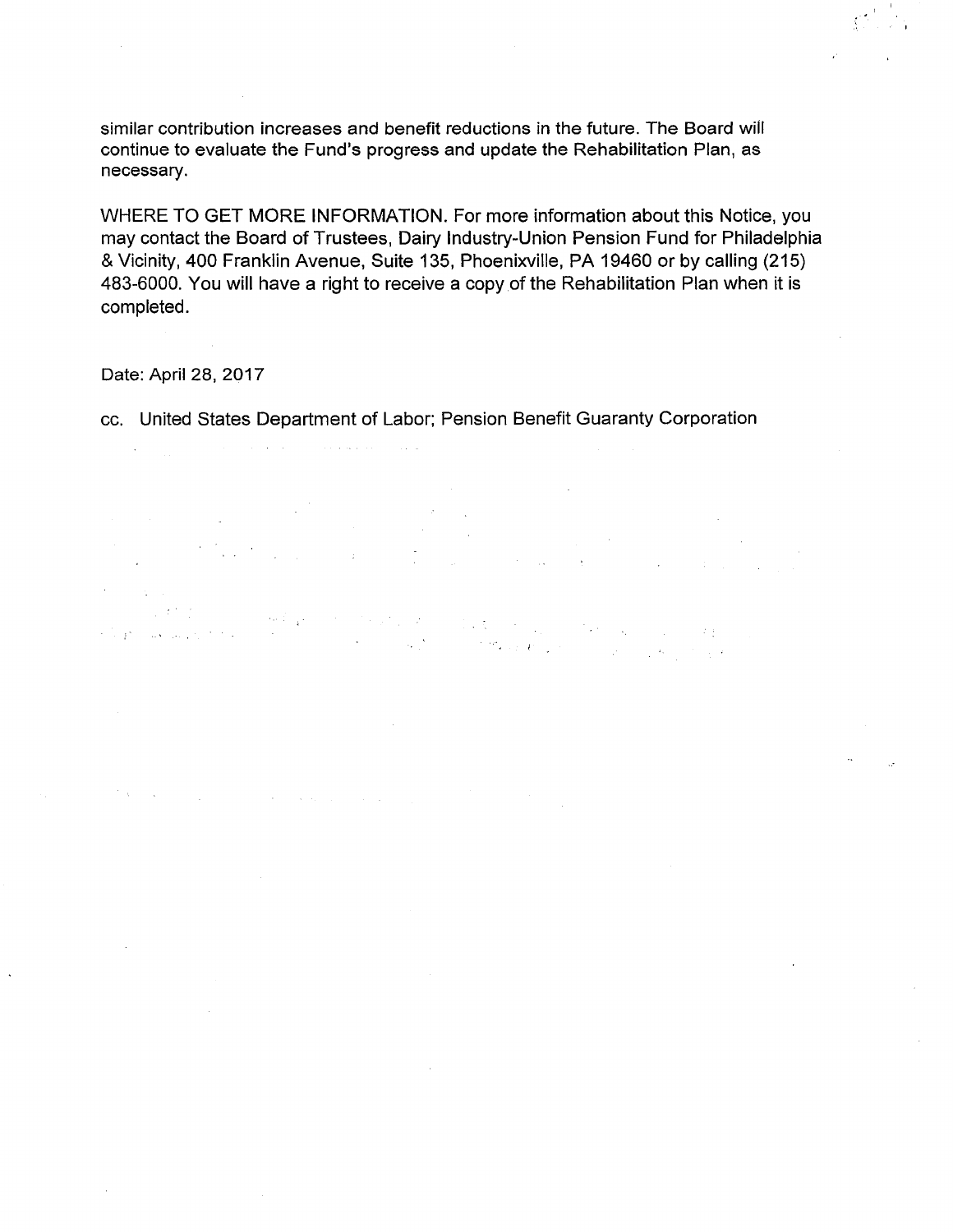similar contribution increases and benefit reductions in the future. The Board will continue to evaluate the Fund's progress and update the Rehabilitation Plan, as necessary.

WHERE TO GET MORE INFORMATION. For more information about this Notice, you may contact the Board of Trustees, Dairy Industry-Union Pension Fund for Philadelphia & Vicinity, 400 Franklin Avenue, Suite 135, Phoenixville, PA 19460 or by calling (215) 483-6000. You will have a right to receive a copy of the Rehabilitation Plan when it is completed.

Date: April 28, 2017

cc. United States Department of Labor; Pension Benefit Guaranty Corporation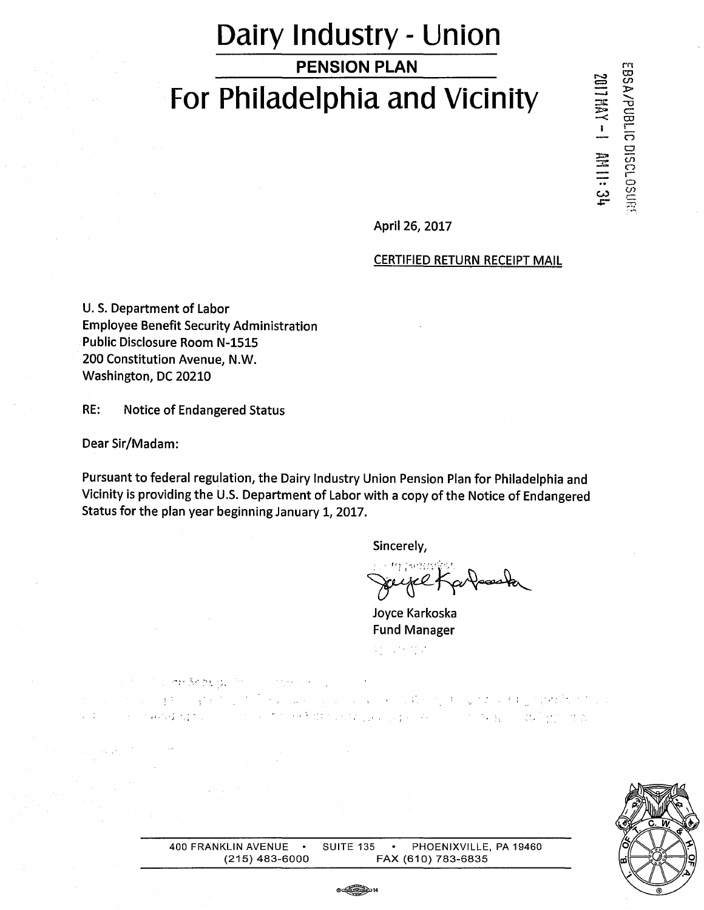# Dairy Industry - Union

**PENSION PLAN**

# For Philadelphia and Vicinity

EBSA/PUBLIC DISCLOSURE
2017 MAY -1 AM 11: 34

April 26, 2017

CERTIFIED RETURN RECEIPT MAIL

U. S. Department of Labor
Employee Benefit Security Administration
Public Disclosure Room N-1515
200 Constitution Avenue, N.W.
Washington, DC 20210

RE: Notice of Endangered Status

Dear Sir/Madam:

Pursuant to federal regulation, the Dairy Industry Union Pension Plan for Philadelphia and Vicinity is providing the U.S. Department of Labor with a copy of the Notice of Endangered Status for the plan year beginning January 1, 2017.

Sincerely,

Joyce Karkoska
Fund Manager

400 FRANKLIN AVENUE • SUITE 135 • PHOENIXVILLE, PA 19460
(215) 483-6000 FAX (610) 783-6835